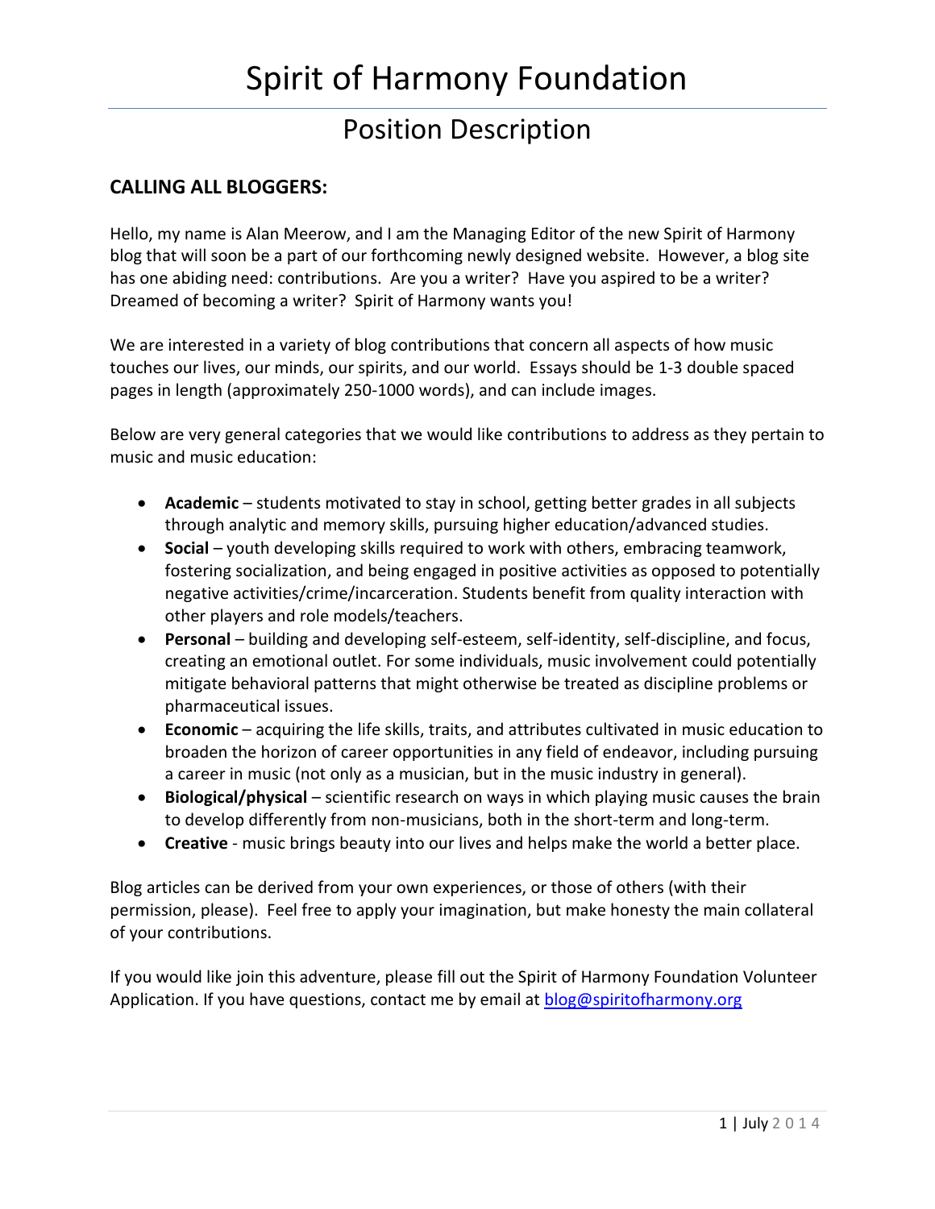# Spirit of Harmony Foundation

## Position Description

### CALLING ALL BLOGGERS:

Hello, my name is Alan Meerow, and I am the Managing Editor of the new Spirit of Harmony blog that will soon be a part of our forthcoming newly designed website. However, a blog site has one abiding need: contributions. Are you a writer? Have you aspired to be a writer? Dreamed of becoming a writer? Spirit of Harmony wants you!

We are interested in a variety of blog contributions that concern all aspects of how music touches our lives, our minds, our spirits, and our world. Essays should be 1-3 double spaced pages in length (approximately 250-1000 words), and can include images.

Below are very general categories that we would like contributions to address as they pertain to music and music education:

- **Academic** – students motivated to stay in school, getting better grades in all subjects through analytic and memory skills, pursuing higher education/advanced studies.
- **Social** – youth developing skills required to work with others, embracing teamwork, fostering socialization, and being engaged in positive activities as opposed to potentially negative activities/crime/incarceration. Students benefit from quality interaction with other players and role models/teachers.
- **Personal** – building and developing self-esteem, self-identity, self-discipline, and focus, creating an emotional outlet. For some individuals, music involvement could potentially mitigate behavioral patterns that might otherwise be treated as discipline problems or pharmaceutical issues.
- **Economic** – acquiring the life skills, traits, and attributes cultivated in music education to broaden the horizon of career opportunities in any field of endeavor, including pursuing a career in music (not only as a musician, but in the music industry in general).
- **Biological/physical** – scientific research on ways in which playing music causes the brain to develop differently from non-musicians, both in the short-term and long-term.
- **Creative** - music brings beauty into our lives and helps make the world a better place.

Blog articles can be derived from your own experiences, or those of others (with their permission, please). Feel free to apply your imagination, but make honesty the main collateral of your contributions.

If you would like join this adventure, please fill out the Spirit of Harmony Foundation Volunteer Application. If you have questions, contact me by email at blog@spiritofharmony.org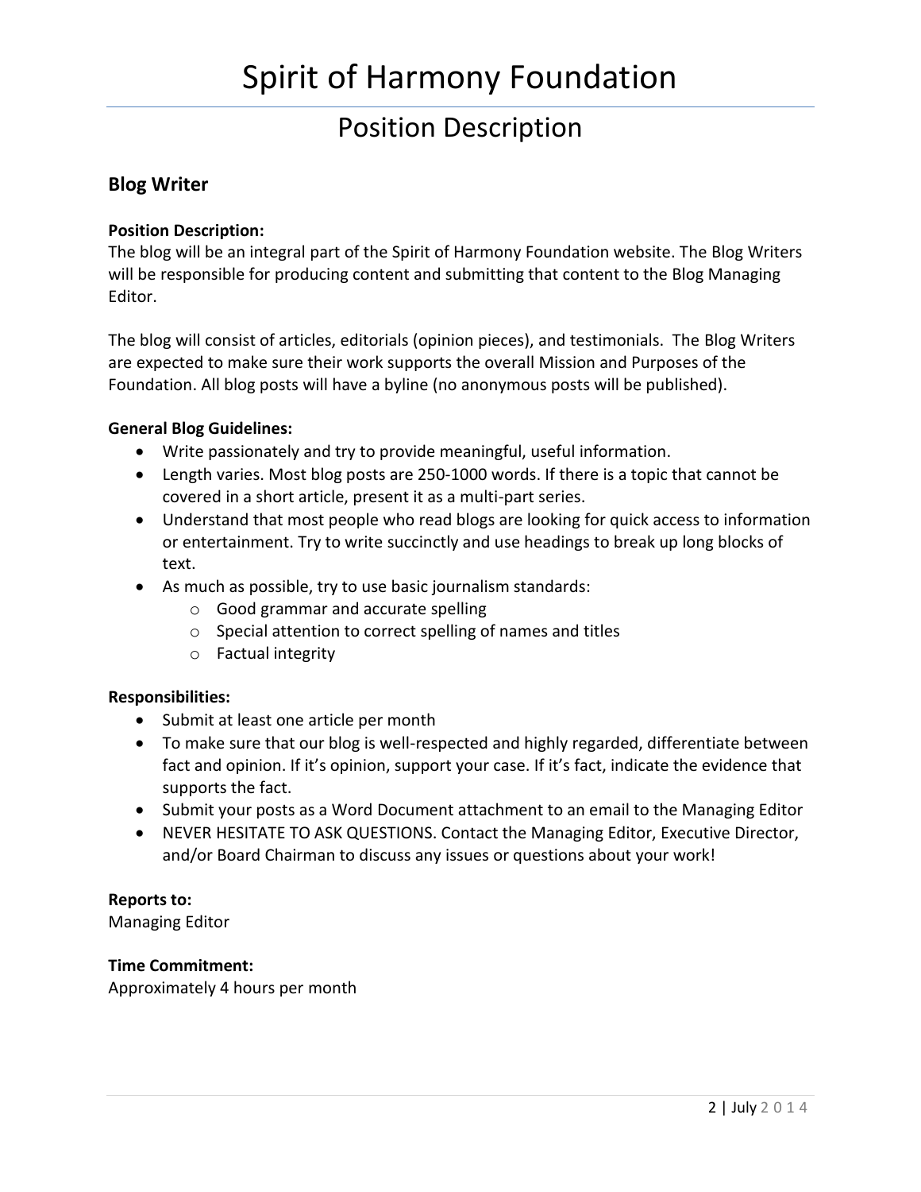# Spirit of Harmony Foundation

## Position Description

### Blog Writer

**Position Description:**
The blog will be an integral part of the Spirit of Harmony Foundation website. The Blog Writers will be responsible for producing content and submitting that content to the Blog Managing Editor.

The blog will consist of articles, editorials (opinion pieces), and testimonials. The Blog Writers are expected to make sure their work supports the overall Mission and Purposes of the Foundation. All blog posts will have a byline (no anonymous posts will be published).

**General Blog Guidelines:**

- Write passionately and try to provide meaningful, useful information.
- Length varies. Most blog posts are 250-1000 words. If there is a topic that cannot be covered in a short article, present it as a multi-part series.
- Understand that most people who read blogs are looking for quick access to information or entertainment. Try to write succinctly and use headings to break up long blocks of text.
- As much as possible, try to use basic journalism standards:
  - Good grammar and accurate spelling
  - Special attention to correct spelling of names and titles
  - Factual integrity

**Responsibilities:**

- Submit at least one article per month
- To make sure that our blog is well-respected and highly regarded, differentiate between fact and opinion. If it's opinion, support your case. If it's fact, indicate the evidence that supports the fact.
- Submit your posts as a Word Document attachment to an email to the Managing Editor
- NEVER HESITATE TO ASK QUESTIONS. Contact the Managing Editor, Executive Director, and/or Board Chairman to discuss any issues or questions about your work!

**Reports to:**
Managing Editor

**Time Commitment:**
Approximately 4 hours per month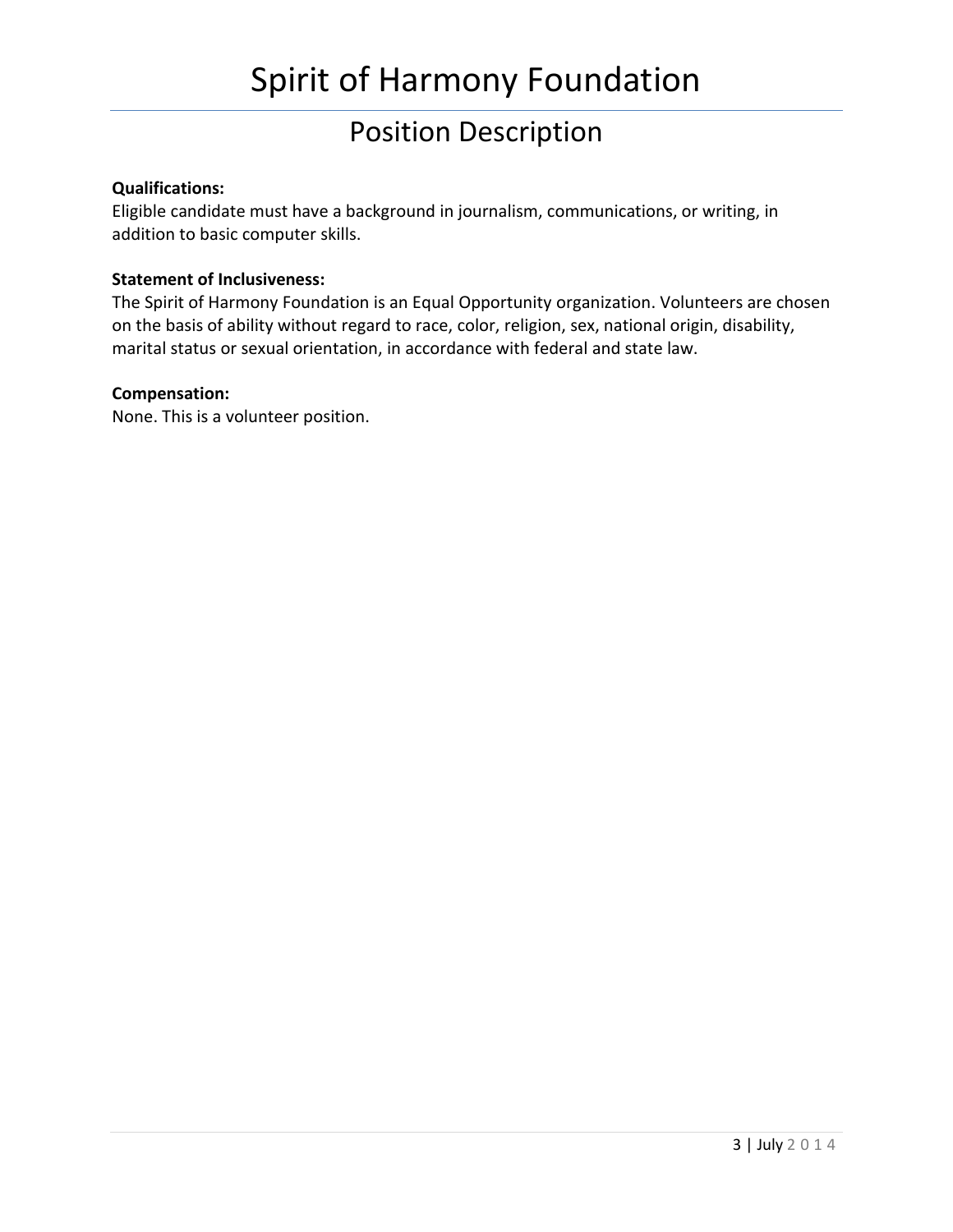# Spirit of Harmony Foundation

## Position Description

**Qualifications:**
Eligible candidate must have a background in journalism, communications, or writing, in addition to basic computer skills.

**Statement of Inclusiveness:**
The Spirit of Harmony Foundation is an Equal Opportunity organization. Volunteers are chosen on the basis of ability without regard to race, color, religion, sex, national origin, disability, marital status or sexual orientation, in accordance with federal and state law.

**Compensation:**
None. This is a volunteer position.